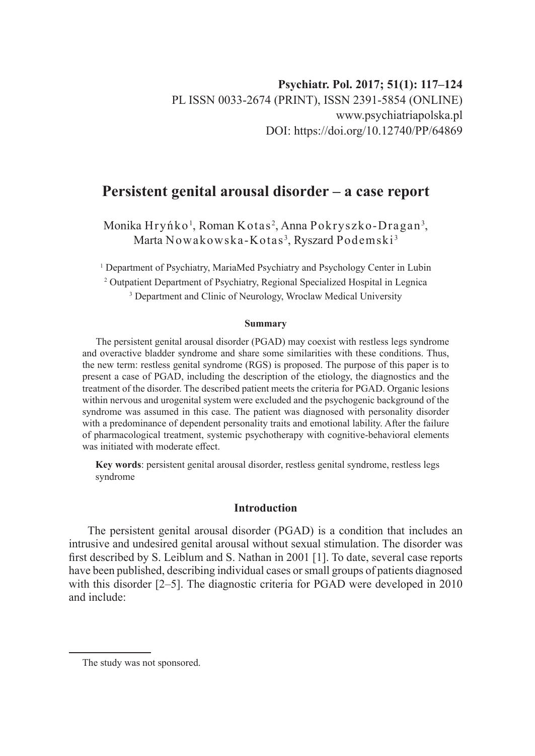Psychiatr. Pol. 2017; 51(1): 117–124

PL ISSN 0033-2674 (PRINT), ISSN 2391-5854 (ONLINE)

www.psychiatriapolska.pl

DOI: https://doi.org/10.12740/PP/64869

# Persistent genital arousal disorder – a case report

Monika Hryńko[1], Roman Kotas[2], Anna Pokryszko-Dragan[3], Marta Nowakowska-Kotas[3], Ryszard Podemski[3]

[1] Department of Psychiatry, MariaMed Psychiatry and Psychology Center in Lubin

[2] Outpatient Department of Psychiatry, Regional Specialized Hospital in Legnica

[3] Department and Clinic of Neurology, Wroclaw Medical University

#### Summary

The persistent genital arousal disorder (PGAD) may coexist with restless legs syndrome and overactive bladder syndrome and share some similarities with these conditions. Thus, the new term: restless genital syndrome (RGS) is proposed. The purpose of this paper is to present a case of PGAD, including the description of the etiology, the diagnostics and the treatment of the disorder. The described patient meets the criteria for PGAD. Organic lesions within nervous and urogenital system were excluded and the psychogenic background of the syndrome was assumed in this case. The patient was diagnosed with personality disorder with a predominance of dependent personality traits and emotional lability. After the failure of pharmacological treatment, systemic psychotherapy with cognitive-behavioral elements was initiated with moderate effect.

**Key words**: persistent genital arousal disorder, restless genital syndrome, restless legs syndrome

## Introduction

The persistent genital arousal disorder (PGAD) is a condition that includes an intrusive and undesired genital arousal without sexual stimulation. The disorder was first described by S. Leiblum and S. Nathan in 2001 [1]. To date, several case reports have been published, describing individual cases or small groups of patients diagnosed with this disorder [2–5]. The diagnostic criteria for PGAD were developed in 2010 and include:

The study was not sponsored.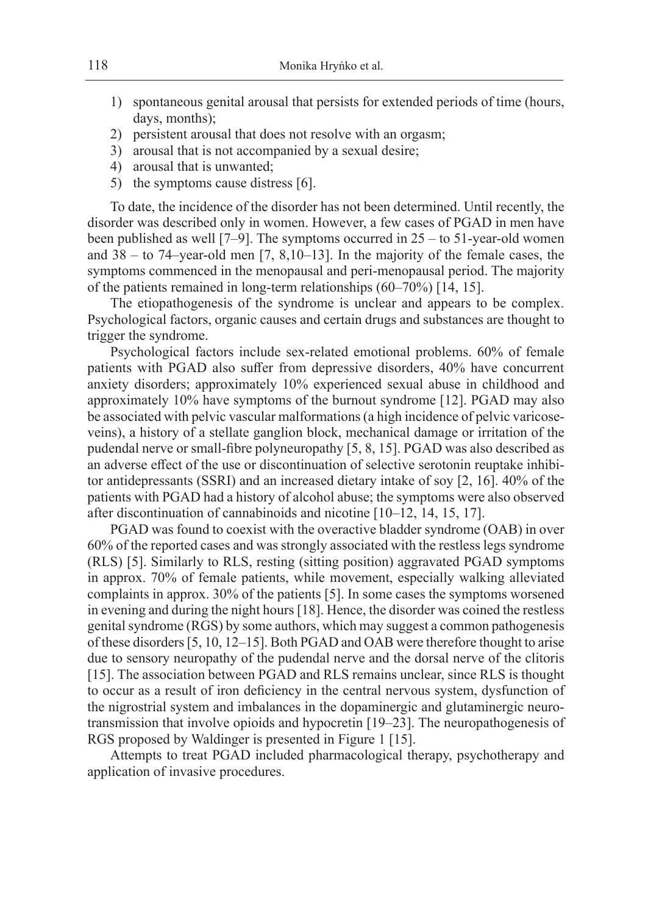1) spontaneous genital arousal that persists for extended periods of time (hours, days, months);
2) persistent arousal that does not resolve with an orgasm;
3) arousal that is not accompanied by a sexual desire;
4) arousal that is unwanted;
5) the symptoms cause distress [6].

To date, the incidence of the disorder has not been determined. Until recently, the disorder was described only in women. However, a few cases of PGAD in men have been published as well [7–9]. The symptoms occurred in 25 – to 51-year-old women and 38 – to 74–year-old men [7, 8,10–13]. In the majority of the female cases, the symptoms commenced in the menopausal and peri-menopausal period. The majority of the patients remained in long-term relationships (60–70%) [14, 15].

The etiopathogenesis of the syndrome is unclear and appears to be complex. Psychological factors, organic causes and certain drugs and substances are thought to trigger the syndrome.

Psychological factors include sex-related emotional problems. 60% of female patients with PGAD also suffer from depressive disorders, 40% have concurrent anxiety disorders; approximately 10% experienced sexual abuse in childhood and approximately 10% have symptoms of the burnout syndrome [12]. PGAD may also be associated with pelvic vascular malformations (a high incidence of pelvic varicose-veins), a history of a stellate ganglion block, mechanical damage or irritation of the pudendal nerve or small-fibre polyneuropathy [5, 8, 15]. PGAD was also described as an adverse effect of the use or discontinuation of selective serotonin reuptake inhibitor antidepressants (SSRI) and an increased dietary intake of soy [2, 16]. 40% of the patients with PGAD had a history of alcohol abuse; the symptoms were also observed after discontinuation of cannabinoids and nicotine [10–12, 14, 15, 17].

PGAD was found to coexist with the overactive bladder syndrome (OAB) in over 60% of the reported cases and was strongly associated with the restless legs syndrome (RLS) [5]. Similarly to RLS, resting (sitting position) aggravated PGAD symptoms in approx. 70% of female patients, while movement, especially walking alleviated complaints in approx. 30% of the patients [5]. In some cases the symptoms worsened in evening and during the night hours [18]. Hence, the disorder was coined the restless genital syndrome (RGS) by some authors, which may suggest a common pathogenesis of these disorders [5, 10, 12–15]. Both PGAD and OAB were therefore thought to arise due to sensory neuropathy of the pudendal nerve and the dorsal nerve of the clitoris [15]. The association between PGAD and RLS remains unclear, since RLS is thought to occur as a result of iron deficiency in the central nervous system, dysfunction of the nigrostrial system and imbalances in the dopaminergic and glutaminergic neurotransmission that involve opioids and hypocretin [19–23]. The neuropathogenesis of RGS proposed by Waldinger is presented in Figure 1 [15].

Attempts to treat PGAD included pharmacological therapy, psychotherapy and application of invasive procedures.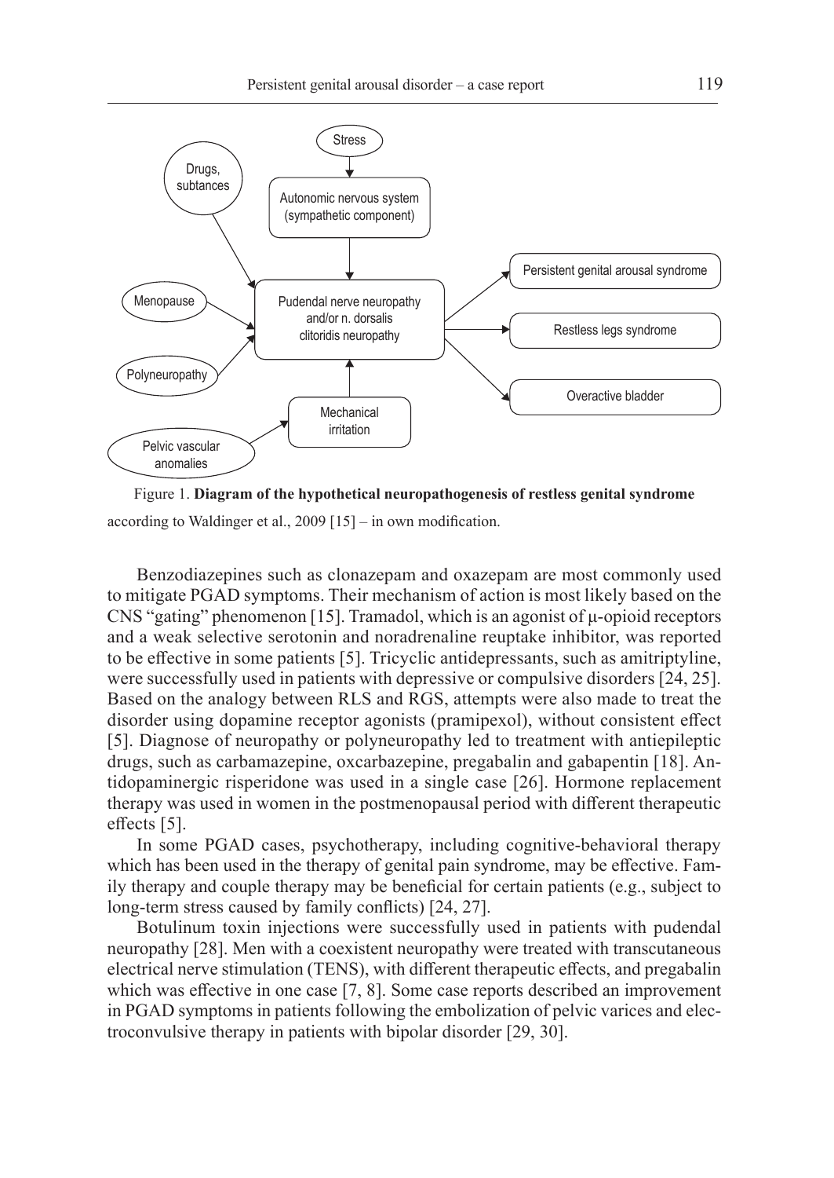Figure 1. **Diagram of the hypothetical neuropathogenesis of restless genital syndrome** according to Waldinger et al., 2009 [15] – in own modification.

Benzodiazepines such as clonazepam and oxazepam are most commonly used to mitigate PGAD symptoms. Their mechanism of action is most likely based on the CNS "gating" phenomenon [15]. Tramadol, which is an agonist of μ-opioid receptors and a weak selective serotonin and noradrenaline reuptake inhibitor, was reported to be effective in some patients [5]. Tricyclic antidepressants, such as amitriptyline, were successfully used in patients with depressive or compulsive disorders [24, 25]. Based on the analogy between RLS and RGS, attempts were also made to treat the disorder using dopamine receptor agonists (pramipexol), without consistent effect [5]. Diagnose of neuropathy or polyneuropathy led to treatment with antiepileptic drugs, such as carbamazepine, oxcarbazepine, pregabalin and gabapentin [18]. Antidopaminergic risperidone was used in a single case [26]. Hormone replacement therapy was used in women in the postmenopausal period with different therapeutic effects [5].

In some PGAD cases, psychotherapy, including cognitive-behavioral therapy which has been used in the therapy of genital pain syndrome, may be effective. Family therapy and couple therapy may be beneficial for certain patients (e.g., subject to long-term stress caused by family conflicts) [24, 27].

Botulinum toxin injections were successfully used in patients with pudendal neuropathy [28]. Men with a coexistent neuropathy were treated with transcutaneous electrical nerve stimulation (TENS), with different therapeutic effects, and pregabalin which was effective in one case [7, 8]. Some case reports described an improvement in PGAD symptoms in patients following the embolization of pelvic varices and electroconvulsive therapy in patients with bipolar disorder [29, 30].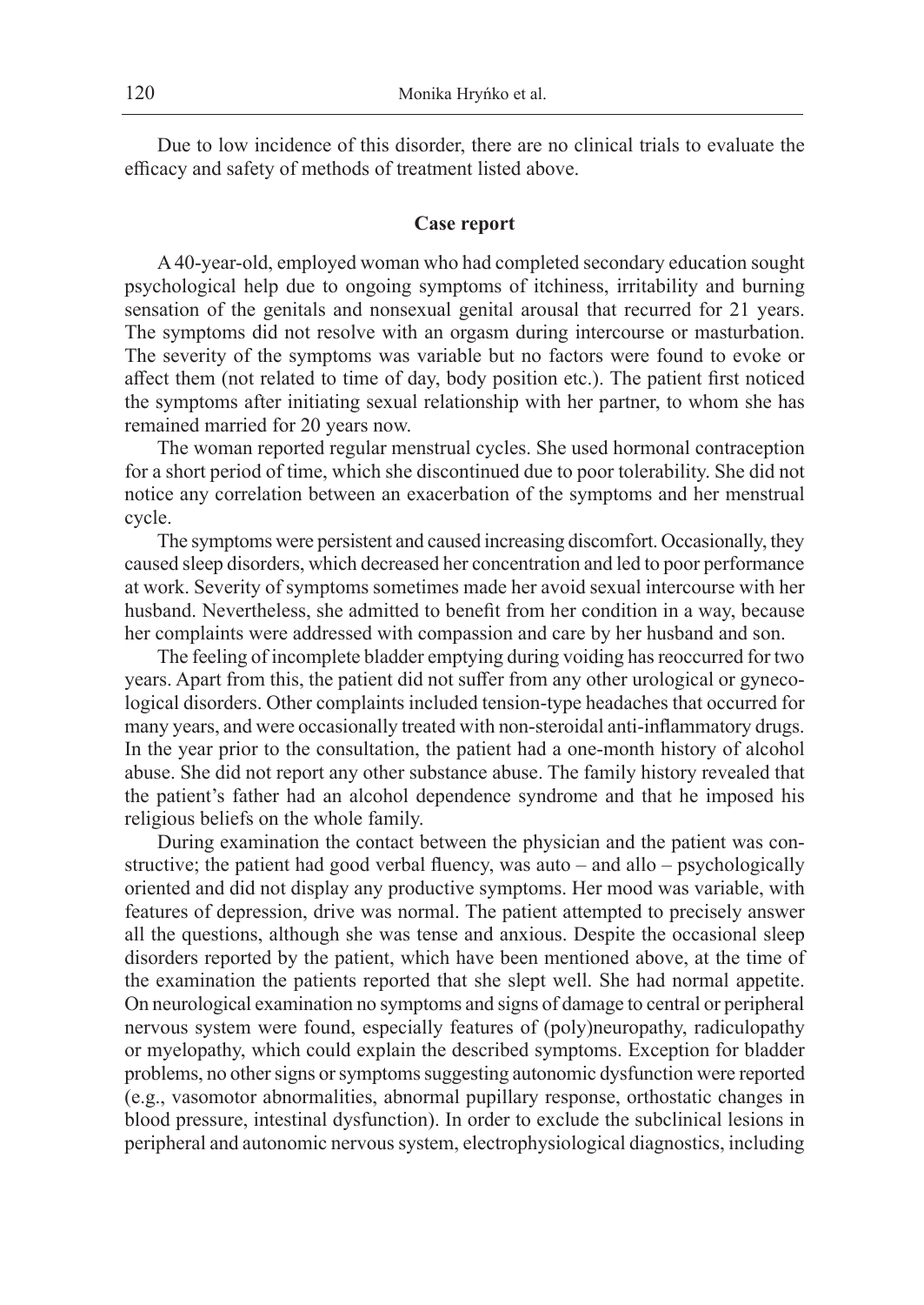Due to low incidence of this disorder, there are no clinical trials to evaluate the efficacy and safety of methods of treatment listed above.

## Case report

A 40-year-old, employed woman who had completed secondary education sought psychological help due to ongoing symptoms of itchiness, irritability and burning sensation of the genitals and nonsexual genital arousal that recurred for 21 years. The symptoms did not resolve with an orgasm during intercourse or masturbation. The severity of the symptoms was variable but no factors were found to evoke or affect them (not related to time of day, body position etc.). The patient first noticed the symptoms after initiating sexual relationship with her partner, to whom she has remained married for 20 years now.

The woman reported regular menstrual cycles. She used hormonal contraception for a short period of time, which she discontinued due to poor tolerability. She did not notice any correlation between an exacerbation of the symptoms and her menstrual cycle.

The symptoms were persistent and caused increasing discomfort. Occasionally, they caused sleep disorders, which decreased her concentration and led to poor performance at work. Severity of symptoms sometimes made her avoid sexual intercourse with her husband. Nevertheless, she admitted to benefit from her condition in a way, because her complaints were addressed with compassion and care by her husband and son.

The feeling of incomplete bladder emptying during voiding has reoccurred for two years. Apart from this, the patient did not suffer from any other urological or gynecological disorders. Other complaints included tension-type headaches that occurred for many years, and were occasionally treated with non-steroidal anti-inflammatory drugs. In the year prior to the consultation, the patient had a one-month history of alcohol abuse. She did not report any other substance abuse. The family history revealed that the patient's father had an alcohol dependence syndrome and that he imposed his religious beliefs on the whole family.

During examination the contact between the physician and the patient was constructive; the patient had good verbal fluency, was auto – and allo – psychologically oriented and did not display any productive symptoms. Her mood was variable, with features of depression, drive was normal. The patient attempted to precisely answer all the questions, although she was tense and anxious. Despite the occasional sleep disorders reported by the patient, which have been mentioned above, at the time of the examination the patients reported that she slept well. She had normal appetite. On neurological examination no symptoms and signs of damage to central or peripheral nervous system were found, especially features of (poly)neuropathy, radiculopathy or myelopathy, which could explain the described symptoms. Exception for bladder problems, no other signs or symptoms suggesting autonomic dysfunction were reported (e.g., vasomotor abnormalities, abnormal pupillary response, orthostatic changes in blood pressure, intestinal dysfunction). In order to exclude the subclinical lesions in peripheral and autonomic nervous system, electrophysiological diagnostics, including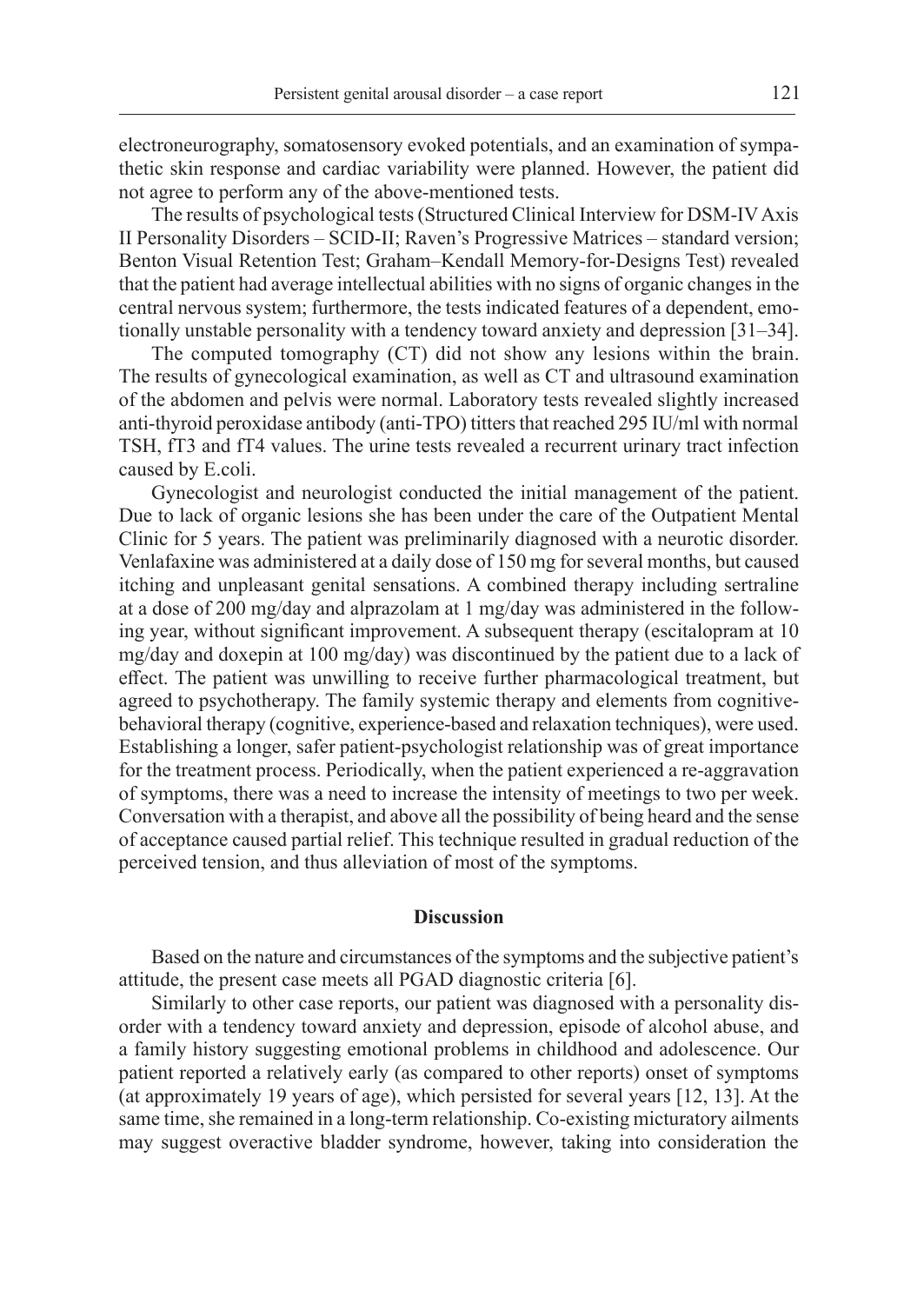electroneurography, somatosensory evoked potentials, and an examination of sympathetic skin response and cardiac variability were planned. However, the patient did not agree to perform any of the above-mentioned tests.

The results of psychological tests (Structured Clinical Interview for DSM-IV Axis II Personality Disorders – SCID-II; Raven's Progressive Matrices – standard version; Benton Visual Retention Test; Graham–Kendall Memory-for-Designs Test) revealed that the patient had average intellectual abilities with no signs of organic changes in the central nervous system; furthermore, the tests indicated features of a dependent, emotionally unstable personality with a tendency toward anxiety and depression [31–34].

The computed tomography (CT) did not show any lesions within the brain. The results of gynecological examination, as well as CT and ultrasound examination of the abdomen and pelvis were normal. Laboratory tests revealed slightly increased anti-thyroid peroxidase antibody (anti-TPO) titters that reached 295 IU/ml with normal TSH, fT3 and fT4 values. The urine tests revealed a recurrent urinary tract infection caused by E.coli.

Gynecologist and neurologist conducted the initial management of the patient. Due to lack of organic lesions she has been under the care of the Outpatient Mental Clinic for 5 years. The patient was preliminarily diagnosed with a neurotic disorder. Venlafaxine was administered at a daily dose of 150 mg for several months, but caused itching and unpleasant genital sensations. A combined therapy including sertraline at a dose of 200 mg/day and alprazolam at 1 mg/day was administered in the following year, without significant improvement. A subsequent therapy (escitalopram at 10 mg/day and doxepin at 100 mg/day) was discontinued by the patient due to a lack of effect. The patient was unwilling to receive further pharmacological treatment, but agreed to psychotherapy. The family systemic therapy and elements from cognitive-behavioral therapy (cognitive, experience-based and relaxation techniques), were used. Establishing a longer, safer patient-psychologist relationship was of great importance for the treatment process. Periodically, when the patient experienced a re-aggravation of symptoms, there was a need to increase the intensity of meetings to two per week. Conversation with a therapist, and above all the possibility of being heard and the sense of acceptance caused partial relief. This technique resulted in gradual reduction of the perceived tension, and thus alleviation of most of the symptoms.

## Discussion

Based on the nature and circumstances of the symptoms and the subjective patient's attitude, the present case meets all PGAD diagnostic criteria [6].

Similarly to other case reports, our patient was diagnosed with a personality disorder with a tendency toward anxiety and depression, episode of alcohol abuse, and a family history suggesting emotional problems in childhood and adolescence. Our patient reported a relatively early (as compared to other reports) onset of symptoms (at approximately 19 years of age), which persisted for several years [12, 13]. At the same time, she remained in a long-term relationship. Co-existing micturatory ailments may suggest overactive bladder syndrome, however, taking into consideration the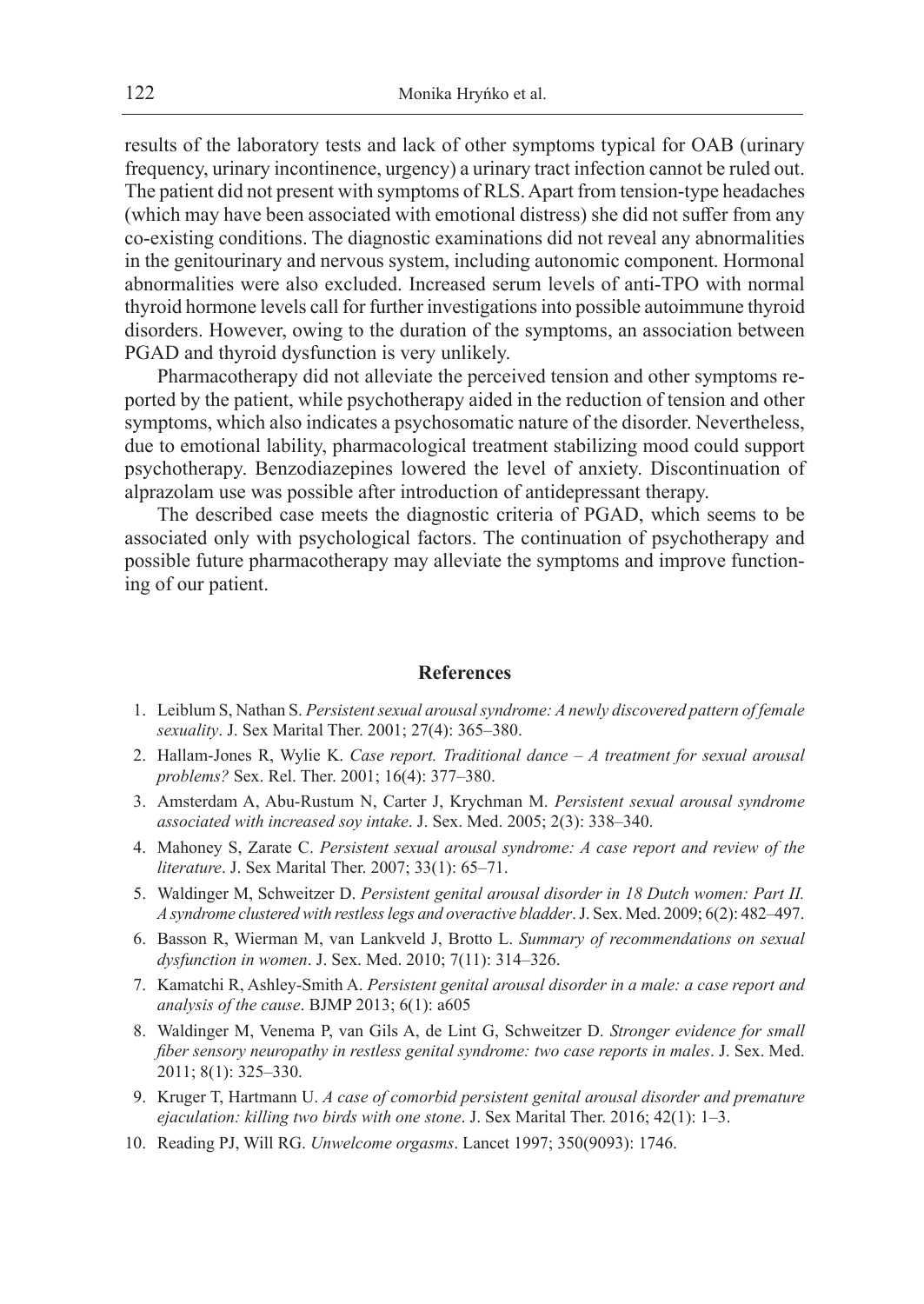results of the laboratory tests and lack of other symptoms typical for OAB (urinary frequency, urinary incontinence, urgency) a urinary tract infection cannot be ruled out. The patient did not present with symptoms of RLS. Apart from tension-type headaches (which may have been associated with emotional distress) she did not suffer from any co-existing conditions. The diagnostic examinations did not reveal any abnormalities in the genitourinary and nervous system, including autonomic component. Hormonal abnormalities were also excluded. Increased serum levels of anti-TPO with normal thyroid hormone levels call for further investigations into possible autoimmune thyroid disorders. However, owing to the duration of the symptoms, an association between PGAD and thyroid dysfunction is very unlikely.

Pharmacotherapy did not alleviate the perceived tension and other symptoms reported by the patient, while psychotherapy aided in the reduction of tension and other symptoms, which also indicates a psychosomatic nature of the disorder. Nevertheless, due to emotional lability, pharmacological treatment stabilizing mood could support psychotherapy. Benzodiazepines lowered the level of anxiety. Discontinuation of alprazolam use was possible after introduction of antidepressant therapy.

The described case meets the diagnostic criteria of PGAD, which seems to be associated only with psychological factors. The continuation of psychotherapy and possible future pharmacotherapy may alleviate the symptoms and improve functioning of our patient.

## References

1. Leiblum S, Nathan S. *Persistent sexual arousal syndrome: A newly discovered pattern of female sexuality*. J. Sex Marital Ther. 2001; 27(4): 365–380.
2. Hallam-Jones R, Wylie K. *Case report. Traditional dance – A treatment for sexual arousal problems?* Sex. Rel. Ther. 2001; 16(4): 377–380.
3. Amsterdam A, Abu-Rustum N, Carter J, Krychman M. *Persistent sexual arousal syndrome associated with increased soy intake*. J. Sex. Med. 2005; 2(3): 338–340.
4. Mahoney S, Zarate C. *Persistent sexual arousal syndrome: A case report and review of the literature*. J. Sex Marital Ther. 2007; 33(1): 65–71.
5. Waldinger M, Schweitzer D. *Persistent genital arousal disorder in 18 Dutch women: Part II. A syndrome clustered with restless legs and overactive bladder*. J. Sex. Med. 2009; 6(2): 482–497.
6. Basson R, Wierman M, van Lankveld J, Brotto L. *Summary of recommendations on sexual dysfunction in women*. J. Sex. Med. 2010; 7(11): 314–326.
7. Kamatchi R, Ashley-Smith A. *Persistent genital arousal disorder in a male: a case report and analysis of the cause*. BJMP 2013; 6(1): a605
8. Waldinger M, Venema P, van Gils A, de Lint G, Schweitzer D. *Stronger evidence for small fiber sensory neuropathy in restless genital syndrome: two case reports in males*. J. Sex. Med. 2011; 8(1): 325–330.
9. Kruger T, Hartmann U. *A case of comorbid persistent genital arousal disorder and premature ejaculation: killing two birds with one stone*. J. Sex Marital Ther. 2016; 42(1): 1–3.
10. Reading PJ, Will RG. *Unwelcome orgasms*. Lancet 1997; 350(9093): 1746.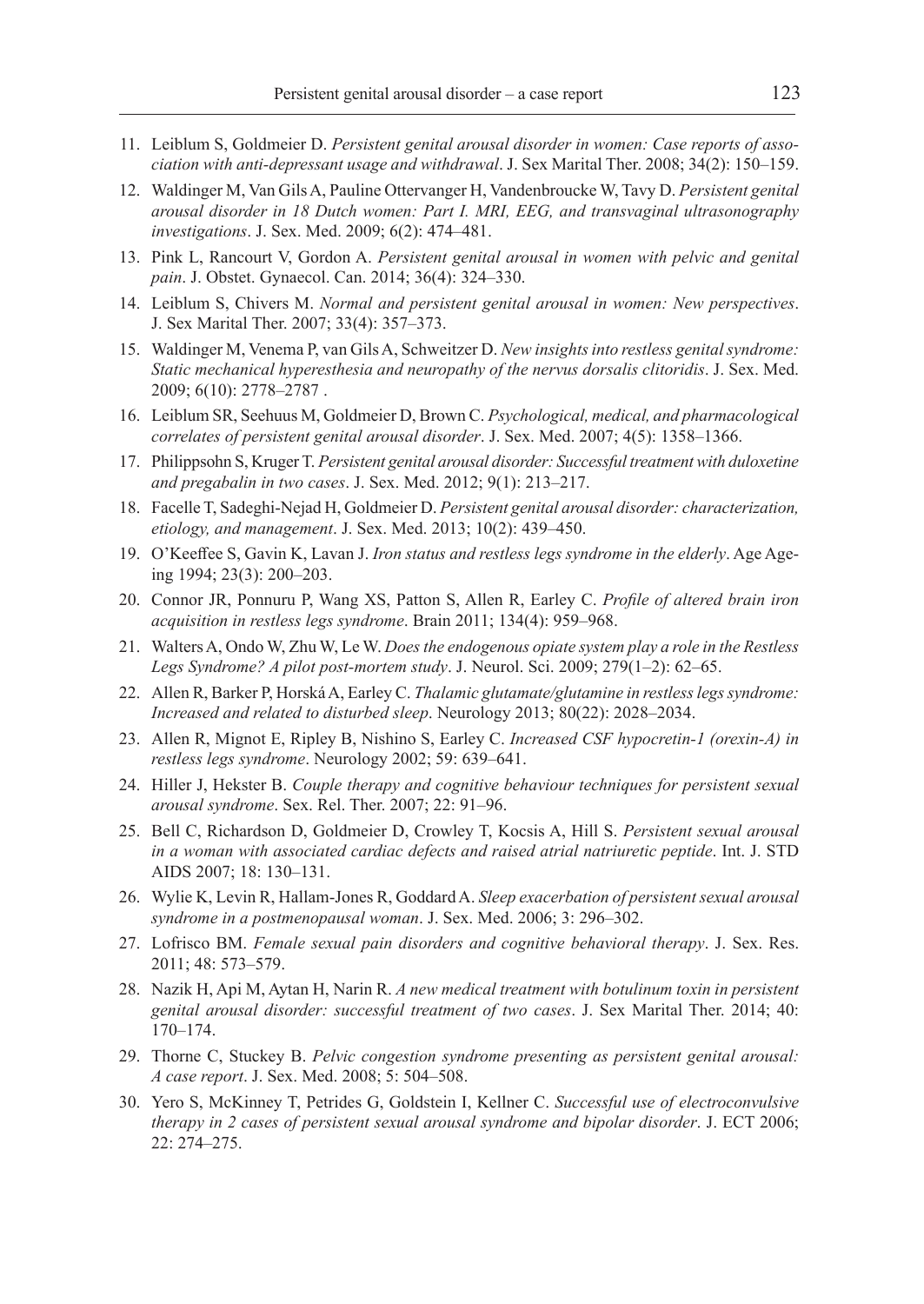11. Leiblum S, Goldmeier D. *Persistent genital arousal disorder in women: Case reports of association with anti-depressant usage and withdrawal*. J. Sex Marital Ther. 2008; 34(2): 150–159.
12. Waldinger M, Van Gils A, Pauline Ottervanger H, Vandenbroucke W, Tavy D. *Persistent genital arousal disorder in 18 Dutch women: Part I. MRI, EEG, and transvaginal ultrasonography investigations*. J. Sex. Med. 2009; 6(2): 474–481.
13. Pink L, Rancourt V, Gordon A. *Persistent genital arousal in women with pelvic and genital pain*. J. Obstet. Gynaecol. Can. 2014; 36(4): 324–330.
14. Leiblum S, Chivers M. *Normal and persistent genital arousal in women: New perspectives*. J. Sex Marital Ther. 2007; 33(4): 357–373.
15. Waldinger M, Venema P, van Gils A, Schweitzer D. *New insights into restless genital syndrome: Static mechanical hyperesthesia and neuropathy of the nervus dorsalis clitoridis*. J. Sex. Med. 2009; 6(10): 2778–2787 .
16. Leiblum SR, Seehuus M, Goldmeier D, Brown C. *Psychological, medical, and pharmacological correlates of persistent genital arousal disorder*. J. Sex. Med. 2007; 4(5): 1358–1366.
17. Philippsohn S, Kruger T. *Persistent genital arousal disorder: Successful treatment with duloxetine and pregabalin in two cases*. J. Sex. Med. 2012; 9(1): 213–217.
18. Facelle T, Sadeghi-Nejad H, Goldmeier D. *Persistent genital arousal disorder: characterization, etiology, and management*. J. Sex. Med. 2013; 10(2): 439–450.
19. O'Keeffee S, Gavin K, Lavan J. *Iron status and restless legs syndrome in the elderly*. Age Ageing 1994; 23(3): 200–203.
20. Connor JR, Ponnuru P, Wang XS, Patton S, Allen R, Earley C. *Profile of altered brain iron acquisition in restless legs syndrome*. Brain 2011; 134(4): 959–968.
21. Walters A, Ondo W, Zhu W, Le W. *Does the endogenous opiate system play a role in the Restless Legs Syndrome? A pilot post-mortem study*. J. Neurol. Sci. 2009; 279(1–2): 62–65.
22. Allen R, Barker P, Horská A, Earley C. *Thalamic glutamate/glutamine in restless legs syndrome: Increased and related to disturbed sleep*. Neurology 2013; 80(22): 2028–2034.
23. Allen R, Mignot E, Ripley B, Nishino S, Earley C. *Increased CSF hypocretin-1 (orexin-A) in restless legs syndrome*. Neurology 2002; 59: 639–641.
24. Hiller J, Hekster B. *Couple therapy and cognitive behaviour techniques for persistent sexual arousal syndrome*. Sex. Rel. Ther. 2007; 22: 91–96.
25. Bell C, Richardson D, Goldmeier D, Crowley T, Kocsis A, Hill S. *Persistent sexual arousal in a woman with associated cardiac defects and raised atrial natriuretic peptide*. Int. J. STD AIDS 2007; 18: 130–131.
26. Wylie K, Levin R, Hallam-Jones R, Goddard A. *Sleep exacerbation of persistent sexual arousal syndrome in a postmenopausal woman*. J. Sex. Med. 2006; 3: 296–302.
27. Lofrisco BM. *Female sexual pain disorders and cognitive behavioral therapy*. J. Sex. Res. 2011; 48: 573–579.
28. Nazik H, Api M, Aytan H, Narin R. *A new medical treatment with botulinum toxin in persistent genital arousal disorder: successful treatment of two cases*. J. Sex Marital Ther. 2014; 40: 170–174.
29. Thorne C, Stuckey B. *Pelvic congestion syndrome presenting as persistent genital arousal: A case report*. J. Sex. Med. 2008; 5: 504–508.
30. Yero S, McKinney T, Petrides G, Goldstein I, Kellner C. *Successful use of electroconvulsive therapy in 2 cases of persistent sexual arousal syndrome and bipolar disorder*. J. ECT 2006; 22: 274–275.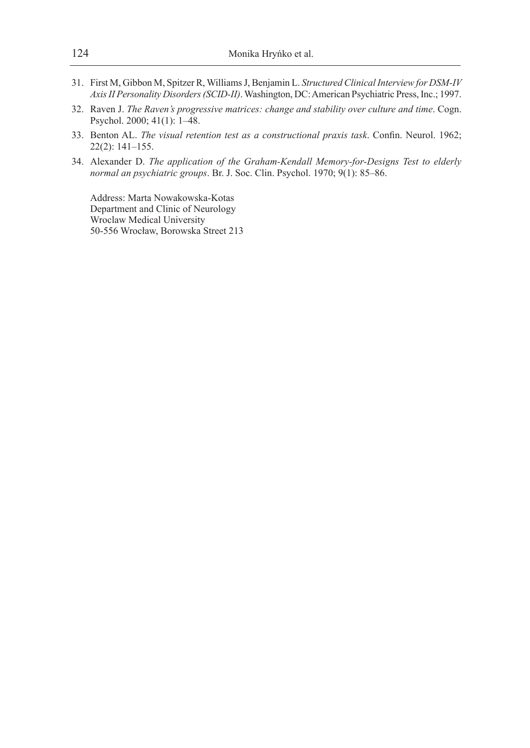31. First M, Gibbon M, Spitzer R, Williams J, Benjamin L. *Structured Clinical Interview for DSM-IV Axis II Personality Disorders (SCID-II)*. Washington, DC: American Psychiatric Press, Inc.; 1997.
32. Raven J. *The Raven's progressive matrices: change and stability over culture and time*. Cogn. Psychol. 2000; 41(1): 1–48.
33. Benton AL. *The visual retention test as a constructional praxis task*. Confin. Neurol. 1962; 22(2): 141–155.
34. Alexander D. *The application of the Graham-Kendall Memory-for-Designs Test to elderly normal an psychiatric groups*. Br. J. Soc. Clin. Psychol. 1970; 9(1): 85–86.

Address: Marta Nowakowska-Kotas
Department and Clinic of Neurology
Wroclaw Medical University
50-556 Wrocław, Borowska Street 213